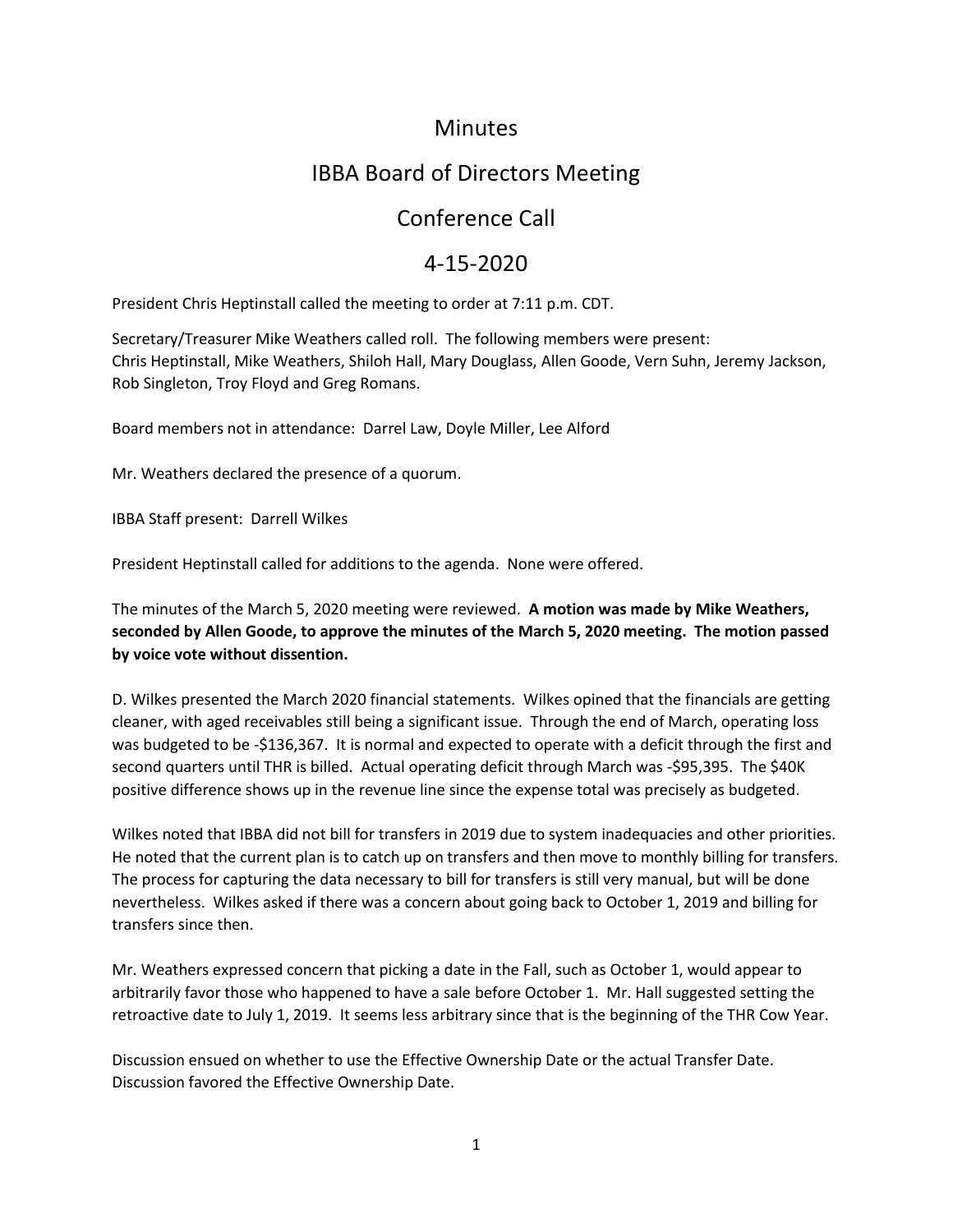# Minutes

## IBBA Board of Directors Meeting

## Conference Call

## 4-15-2020

President Chris Heptinstall called the meeting to order at 7:11 p.m. CDT.

Secretary/Treasurer Mike Weathers called roll. The following members were present: Chris Heptinstall, Mike Weathers, Shiloh Hall, Mary Douglass, Allen Goode, Vern Suhn, Jeremy Jackson, Rob Singleton, Troy Floyd and Greg Romans.

Board members not in attendance: Darrel Law, Doyle Miller, Lee Alford

Mr. Weathers declared the presence of a quorum.

IBBA Staff present: Darrell Wilkes

President Heptinstall called for additions to the agenda. None were offered.

The minutes of the March 5, 2020 meeting were reviewed. **A motion was made by Mike Weathers, seconded by Allen Goode, to approve the minutes of the March 5, 2020 meeting. The motion passed by voice vote without dissention.**

D. Wilkes presented the March 2020 financial statements. Wilkes opined that the financials are getting cleaner, with aged receivables still being a significant issue. Through the end of March, operating loss was budgeted to be -$136,367. It is normal and expected to operate with a deficit through the first and second quarters until THR is billed. Actual operating deficit through March was -$95,395. The $40K positive difference shows up in the revenue line since the expense total was precisely as budgeted.

Wilkes noted that IBBA did not bill for transfers in 2019 due to system inadequacies and other priorities. He noted that the current plan is to catch up on transfers and then move to monthly billing for transfers. The process for capturing the data necessary to bill for transfers is still very manual, but will be done nevertheless. Wilkes asked if there was a concern about going back to October 1, 2019 and billing for transfers since then.

Mr. Weathers expressed concern that picking a date in the Fall, such as October 1, would appear to arbitrarily favor those who happened to have a sale before October 1. Mr. Hall suggested setting the retroactive date to July 1, 2019. It seems less arbitrary since that is the beginning of the THR Cow Year.

Discussion ensued on whether to use the Effective Ownership Date or the actual Transfer Date. Discussion favored the Effective Ownership Date.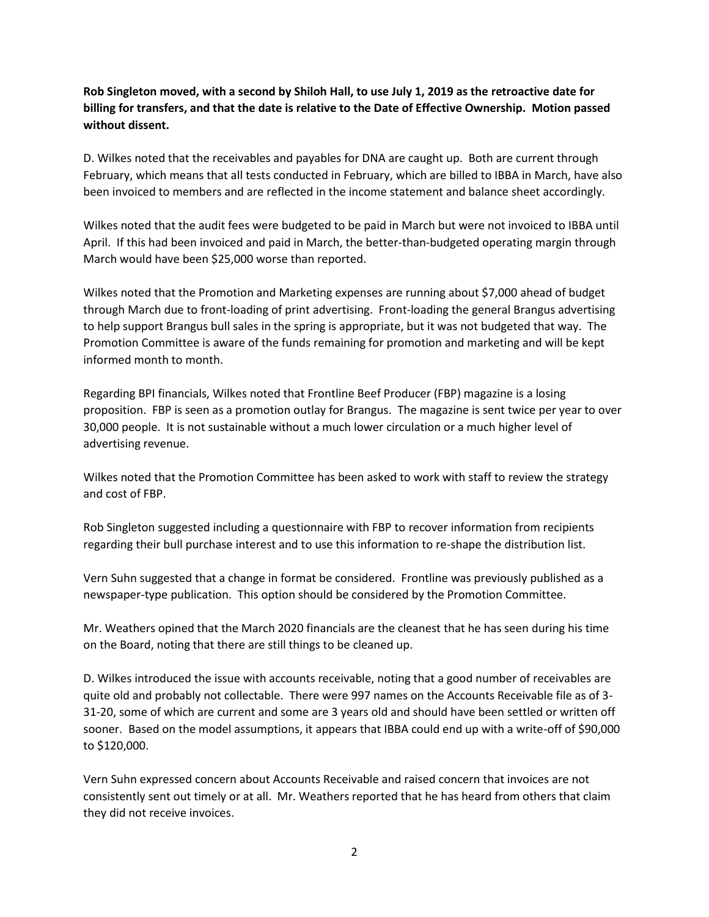**Rob Singleton moved, with a second by Shiloh Hall, to use July 1, 2019 as the retroactive date for billing for transfers, and that the date is relative to the Date of Effective Ownership. Motion passed without dissent.**

D. Wilkes noted that the receivables and payables for DNA are caught up. Both are current through February, which means that all tests conducted in February, which are billed to IBBA in March, have also been invoiced to members and are reflected in the income statement and balance sheet accordingly.

Wilkes noted that the audit fees were budgeted to be paid in March but were not invoiced to IBBA until April. If this had been invoiced and paid in March, the better-than-budgeted operating margin through March would have been $25,000 worse than reported.

Wilkes noted that the Promotion and Marketing expenses are running about $7,000 ahead of budget through March due to front-loading of print advertising. Front-loading the general Brangus advertising to help support Brangus bull sales in the spring is appropriate, but it was not budgeted that way. The Promotion Committee is aware of the funds remaining for promotion and marketing and will be kept informed month to month.

Regarding BPI financials, Wilkes noted that Frontline Beef Producer (FBP) magazine is a losing proposition. FBP is seen as a promotion outlay for Brangus. The magazine is sent twice per year to over 30,000 people. It is not sustainable without a much lower circulation or a much higher level of advertising revenue.

Wilkes noted that the Promotion Committee has been asked to work with staff to review the strategy and cost of FBP.

Rob Singleton suggested including a questionnaire with FBP to recover information from recipients regarding their bull purchase interest and to use this information to re-shape the distribution list.

Vern Suhn suggested that a change in format be considered. Frontline was previously published as a newspaper-type publication. This option should be considered by the Promotion Committee.

Mr. Weathers opined that the March 2020 financials are the cleanest that he has seen during his time on the Board, noting that there are still things to be cleaned up.

D. Wilkes introduced the issue with accounts receivable, noting that a good number of receivables are quite old and probably not collectable. There were 997 names on the Accounts Receivable file as of 3-31-20, some of which are current and some are 3 years old and should have been settled or written off sooner. Based on the model assumptions, it appears that IBBA could end up with a write-off of $90,000 to $120,000.

Vern Suhn expressed concern about Accounts Receivable and raised concern that invoices are not consistently sent out timely or at all. Mr. Weathers reported that he has heard from others that claim they did not receive invoices.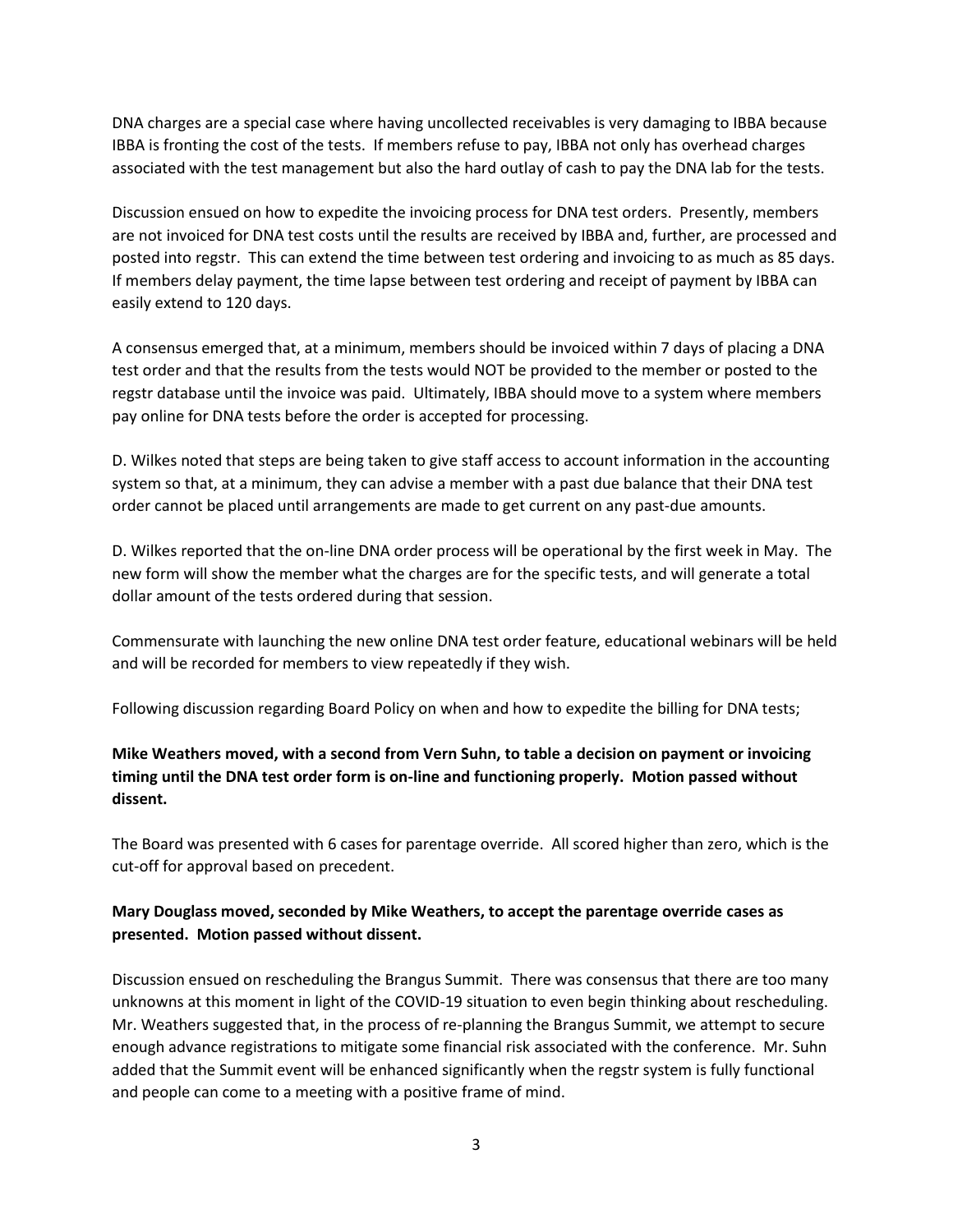DNA charges are a special case where having uncollected receivables is very damaging to IBBA because IBBA is fronting the cost of the tests. If members refuse to pay, IBBA not only has overhead charges associated with the test management but also the hard outlay of cash to pay the DNA lab for the tests.

Discussion ensued on how to expedite the invoicing process for DNA test orders. Presently, members are not invoiced for DNA test costs until the results are received by IBBA and, further, are processed and posted into regstr. This can extend the time between test ordering and invoicing to as much as 85 days. If members delay payment, the time lapse between test ordering and receipt of payment by IBBA can easily extend to 120 days.

A consensus emerged that, at a minimum, members should be invoiced within 7 days of placing a DNA test order and that the results from the tests would NOT be provided to the member or posted to the regstr database until the invoice was paid. Ultimately, IBBA should move to a system where members pay online for DNA tests before the order is accepted for processing.

D. Wilkes noted that steps are being taken to give staff access to account information in the accounting system so that, at a minimum, they can advise a member with a past due balance that their DNA test order cannot be placed until arrangements are made to get current on any past-due amounts.

D. Wilkes reported that the on-line DNA order process will be operational by the first week in May. The new form will show the member what the charges are for the specific tests, and will generate a total dollar amount of the tests ordered during that session.

Commensurate with launching the new online DNA test order feature, educational webinars will be held and will be recorded for members to view repeatedly if they wish.

Following discussion regarding Board Policy on when and how to expedite the billing for DNA tests;

**Mike Weathers moved, with a second from Vern Suhn, to table a decision on payment or invoicing timing until the DNA test order form is on-line and functioning properly. Motion passed without dissent.**

The Board was presented with 6 cases for parentage override. All scored higher than zero, which is the cut-off for approval based on precedent.

**Mary Douglass moved, seconded by Mike Weathers, to accept the parentage override cases as presented. Motion passed without dissent.**

Discussion ensued on rescheduling the Brangus Summit. There was consensus that there are too many unknowns at this moment in light of the COVID-19 situation to even begin thinking about rescheduling. Mr. Weathers suggested that, in the process of re-planning the Brangus Summit, we attempt to secure enough advance registrations to mitigate some financial risk associated with the conference. Mr. Suhn added that the Summit event will be enhanced significantly when the regstr system is fully functional and people can come to a meeting with a positive frame of mind.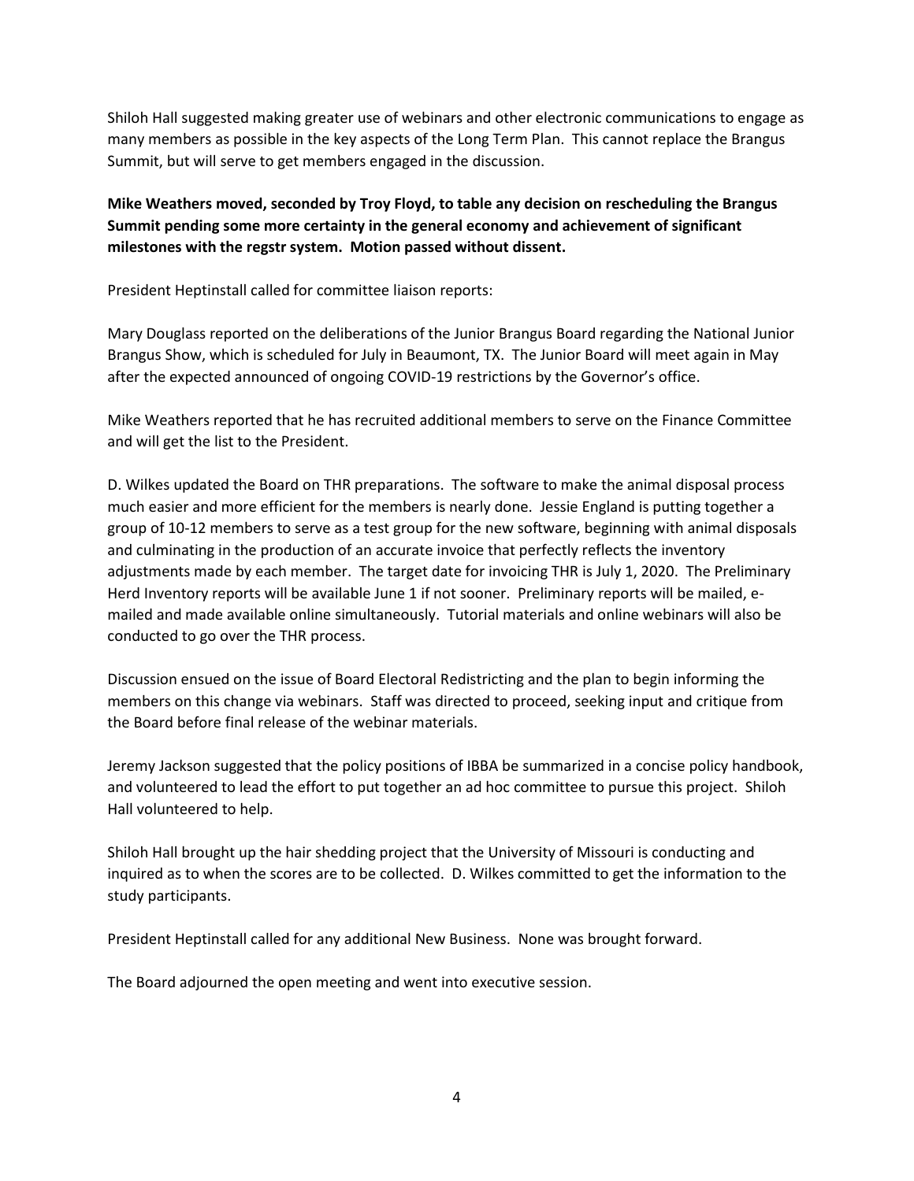Shiloh Hall suggested making greater use of webinars and other electronic communications to engage as many members as possible in the key aspects of the Long Term Plan. This cannot replace the Brangus Summit, but will serve to get members engaged in the discussion.

**Mike Weathers moved, seconded by Troy Floyd, to table any decision on rescheduling the Brangus Summit pending some more certainty in the general economy and achievement of significant milestones with the regstr system. Motion passed without dissent.**

President Heptinstall called for committee liaison reports:

Mary Douglass reported on the deliberations of the Junior Brangus Board regarding the National Junior Brangus Show, which is scheduled for July in Beaumont, TX. The Junior Board will meet again in May after the expected announced of ongoing COVID-19 restrictions by the Governor's office.

Mike Weathers reported that he has recruited additional members to serve on the Finance Committee and will get the list to the President.

D. Wilkes updated the Board on THR preparations. The software to make the animal disposal process much easier and more efficient for the members is nearly done. Jessie England is putting together a group of 10-12 members to serve as a test group for the new software, beginning with animal disposals and culminating in the production of an accurate invoice that perfectly reflects the inventory adjustments made by each member. The target date for invoicing THR is July 1, 2020. The Preliminary Herd Inventory reports will be available June 1 if not sooner. Preliminary reports will be mailed, e-mailed and made available online simultaneously. Tutorial materials and online webinars will also be conducted to go over the THR process.

Discussion ensued on the issue of Board Electoral Redistricting and the plan to begin informing the members on this change via webinars. Staff was directed to proceed, seeking input and critique from the Board before final release of the webinar materials.

Jeremy Jackson suggested that the policy positions of IBBA be summarized in a concise policy handbook, and volunteered to lead the effort to put together an ad hoc committee to pursue this project. Shiloh Hall volunteered to help.

Shiloh Hall brought up the hair shedding project that the University of Missouri is conducting and inquired as to when the scores are to be collected. D. Wilkes committed to get the information to the study participants.

President Heptinstall called for any additional New Business. None was brought forward.

The Board adjourned the open meeting and went into executive session.